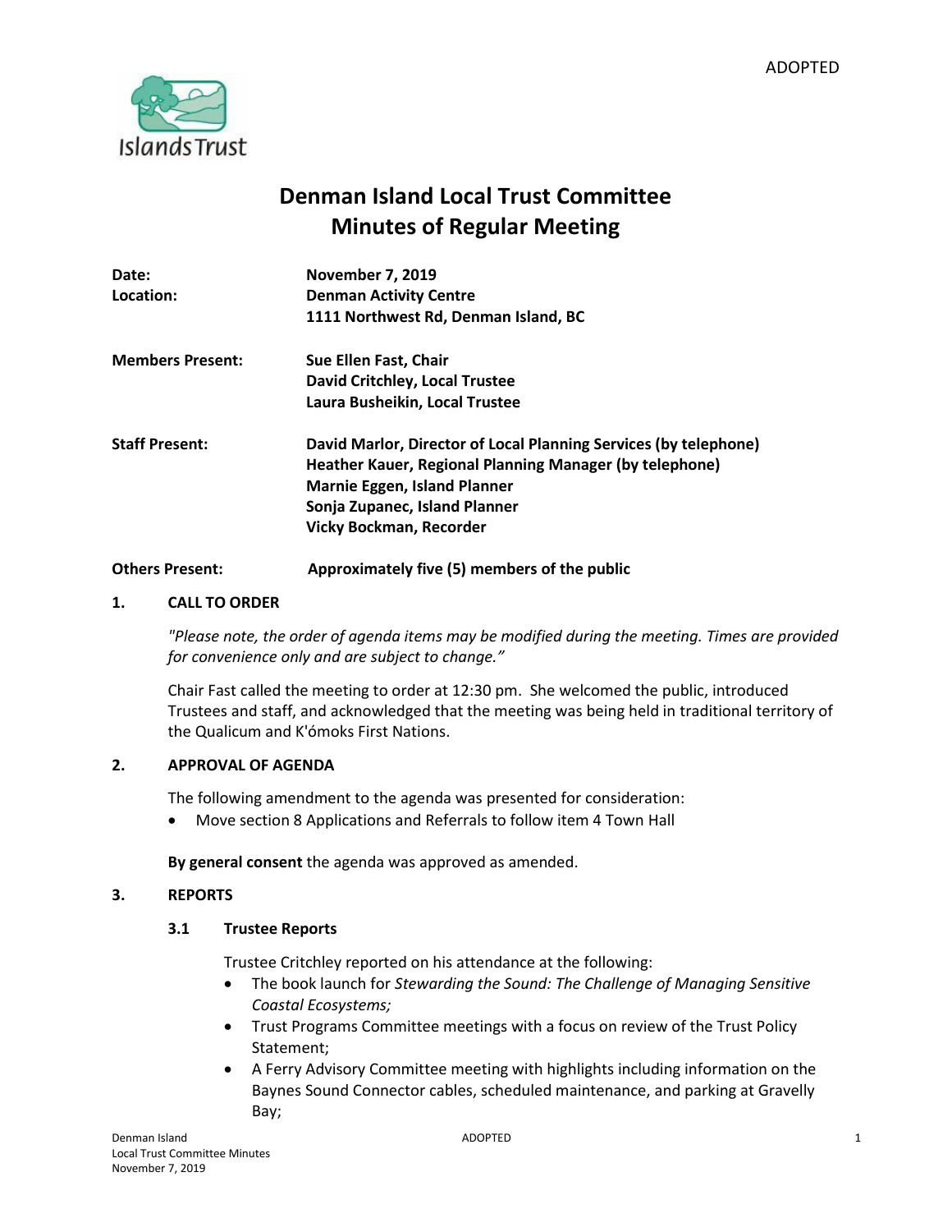ADOPTED

# Denman Island Local Trust Committee
# Minutes of Regular Meeting

| | |
|---|---|
| **Date:** | **November 7, 2019** |
| **Location:** | **Denman Activity Centre** <br> **1111 Northwest Rd, Denman Island, BC** |
| **Members Present:** | **Sue Ellen Fast, Chair** <br> **David Critchley, Local Trustee** <br> **Laura Busheikin, Local Trustee** |
| **Staff Present:** | **David Marlor, Director of Local Planning Services (by telephone)** <br> **Heather Kauer, Regional Planning Manager (by telephone)** <br> **Marnie Eggen, Island Planner** <br> **Sonja Zupanec, Island Planner** <br> **Vicky Bockman, Recorder** |
| **Others Present:** | **Approximately five (5) members of the public** |

## 1. CALL TO ORDER

*"Please note, the order of agenda items may be modified during the meeting. Times are provided for convenience only and are subject to change."*

Chair Fast called the meeting to order at 12:30 pm. She welcomed the public, introduced Trustees and staff, and acknowledged that the meeting was being held in traditional territory of the Qualicum and K'ómoks First Nations.

## 2. APPROVAL OF AGENDA

The following amendment to the agenda was presented for consideration:

- Move section 8 Applications and Referrals to follow item 4 Town Hall

**By general consent** the agenda was approved as amended.

## 3. REPORTS

### 3.1 Trustee Reports

Trustee Critchley reported on his attendance at the following:

- The book launch for *Stewarding the Sound: The Challenge of Managing Sensitive Coastal Ecosystems;*
- Trust Programs Committee meetings with a focus on review of the Trust Policy Statement;
- A Ferry Advisory Committee meeting with highlights including information on the Baynes Sound Connector cables, scheduled maintenance, and parking at Gravelly Bay;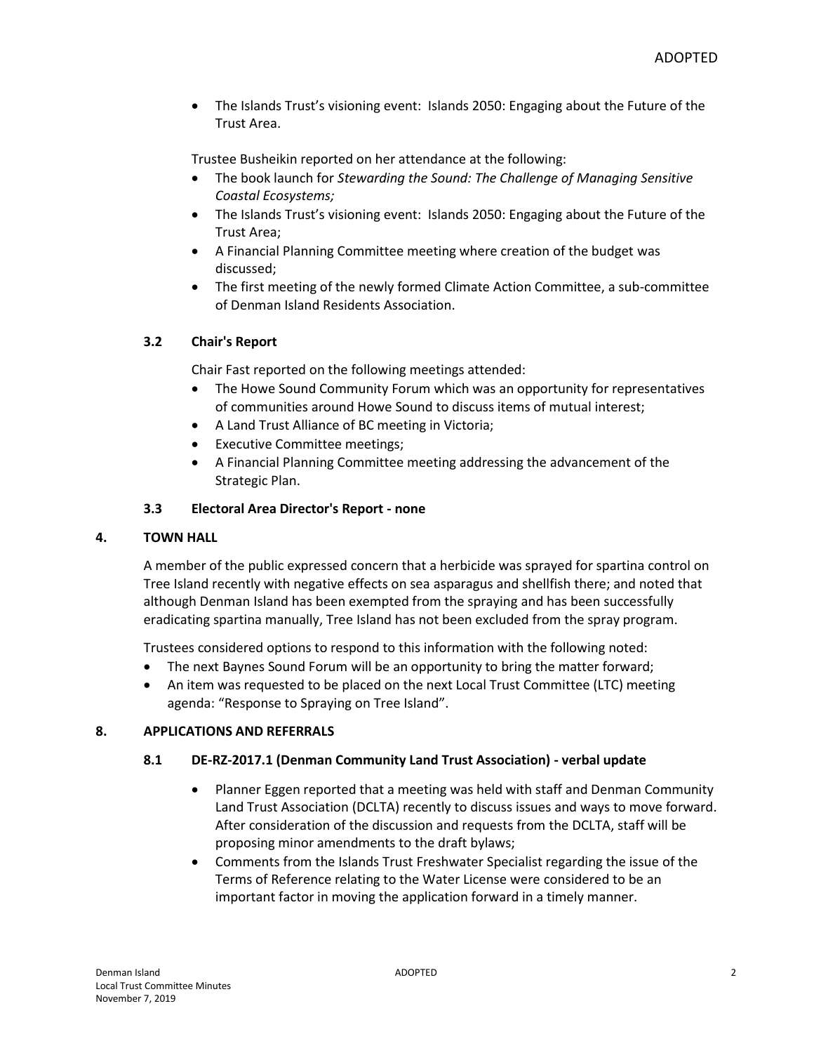- The Islands Trust's visioning event: Islands 2050: Engaging about the Future of the Trust Area.

Trustee Busheikin reported on her attendance at the following:

- The book launch for *Stewarding the Sound: The Challenge of Managing Sensitive Coastal Ecosystems;*
- The Islands Trust's visioning event: Islands 2050: Engaging about the Future of the Trust Area;
- A Financial Planning Committee meeting where creation of the budget was discussed;
- The first meeting of the newly formed Climate Action Committee, a sub-committee of Denman Island Residents Association.

### 3.2 Chair's Report

Chair Fast reported on the following meetings attended:

- The Howe Sound Community Forum which was an opportunity for representatives of communities around Howe Sound to discuss items of mutual interest;
- A Land Trust Alliance of BC meeting in Victoria;
- Executive Committee meetings;
- A Financial Planning Committee meeting addressing the advancement of the Strategic Plan.

### 3.3 Electoral Area Director's Report - none

## 4. TOWN HALL

A member of the public expressed concern that a herbicide was sprayed for spartina control on Tree Island recently with negative effects on sea asparagus and shellfish there; and noted that although Denman Island has been exempted from the spraying and has been successfully eradicating spartina manually, Tree Island has not been excluded from the spray program.

Trustees considered options to respond to this information with the following noted:

- The next Baynes Sound Forum will be an opportunity to bring the matter forward;
- An item was requested to be placed on the next Local Trust Committee (LTC) meeting agenda: "Response to Spraying on Tree Island".

## 8. APPLICATIONS AND REFERRALS

### 8.1 DE-RZ-2017.1 (Denman Community Land Trust Association) - verbal update

- Planner Eggen reported that a meeting was held with staff and Denman Community Land Trust Association (DCLTA) recently to discuss issues and ways to move forward. After consideration of the discussion and requests from the DCLTA, staff will be proposing minor amendments to the draft bylaws;
- Comments from the Islands Trust Freshwater Specialist regarding the issue of the Terms of Reference relating to the Water License were considered to be an important factor in moving the application forward in a timely manner.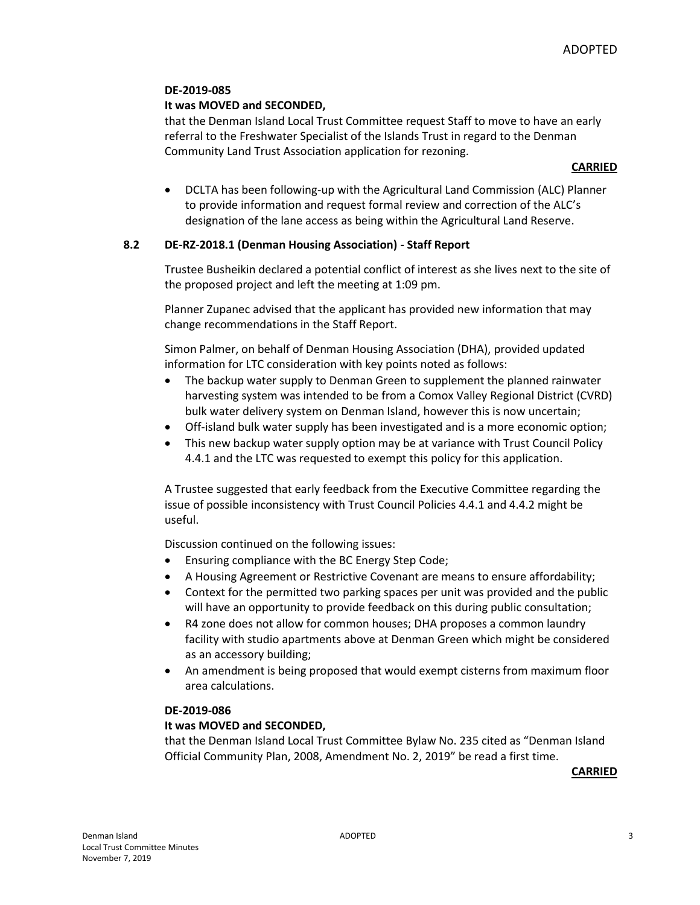**DE-2019-085**

**It was MOVED and SECONDED,**

that the Denman Island Local Trust Committee request Staff to move to have an early referral to the Freshwater Specialist of the Islands Trust in regard to the Denman Community Land Trust Association application for rezoning.

**CARRIED**

- DCLTA has been following-up with the Agricultural Land Commission (ALC) Planner to provide information and request formal review and correction of the ALC's designation of the lane access as being within the Agricultural Land Reserve.

### 8.2 DE-RZ-2018.1 (Denman Housing Association) - Staff Report

Trustee Busheikin declared a potential conflict of interest as she lives next to the site of the proposed project and left the meeting at 1:09 pm.

Planner Zupanec advised that the applicant has provided new information that may change recommendations in the Staff Report.

Simon Palmer, on behalf of Denman Housing Association (DHA), provided updated information for LTC consideration with key points noted as follows:

- The backup water supply to Denman Green to supplement the planned rainwater harvesting system was intended to be from a Comox Valley Regional District (CVRD) bulk water delivery system on Denman Island, however this is now uncertain;
- Off-island bulk water supply has been investigated and is a more economic option;
- This new backup water supply option may be at variance with Trust Council Policy 4.4.1 and the LTC was requested to exempt this policy for this application.

A Trustee suggested that early feedback from the Executive Committee regarding the issue of possible inconsistency with Trust Council Policies 4.4.1 and 4.4.2 might be useful.

Discussion continued on the following issues:

- Ensuring compliance with the BC Energy Step Code;
- A Housing Agreement or Restrictive Covenant are means to ensure affordability;
- Context for the permitted two parking spaces per unit was provided and the public will have an opportunity to provide feedback on this during public consultation;
- R4 zone does not allow for common houses; DHA proposes a common laundry facility with studio apartments above at Denman Green which might be considered as an accessory building;
- An amendment is being proposed that would exempt cisterns from maximum floor area calculations.

**DE-2019-086**

**It was MOVED and SECONDED,**

that the Denman Island Local Trust Committee Bylaw No. 235 cited as "Denman Island Official Community Plan, 2008, Amendment No. 2, 2019" be read a first time.

**CARRIED**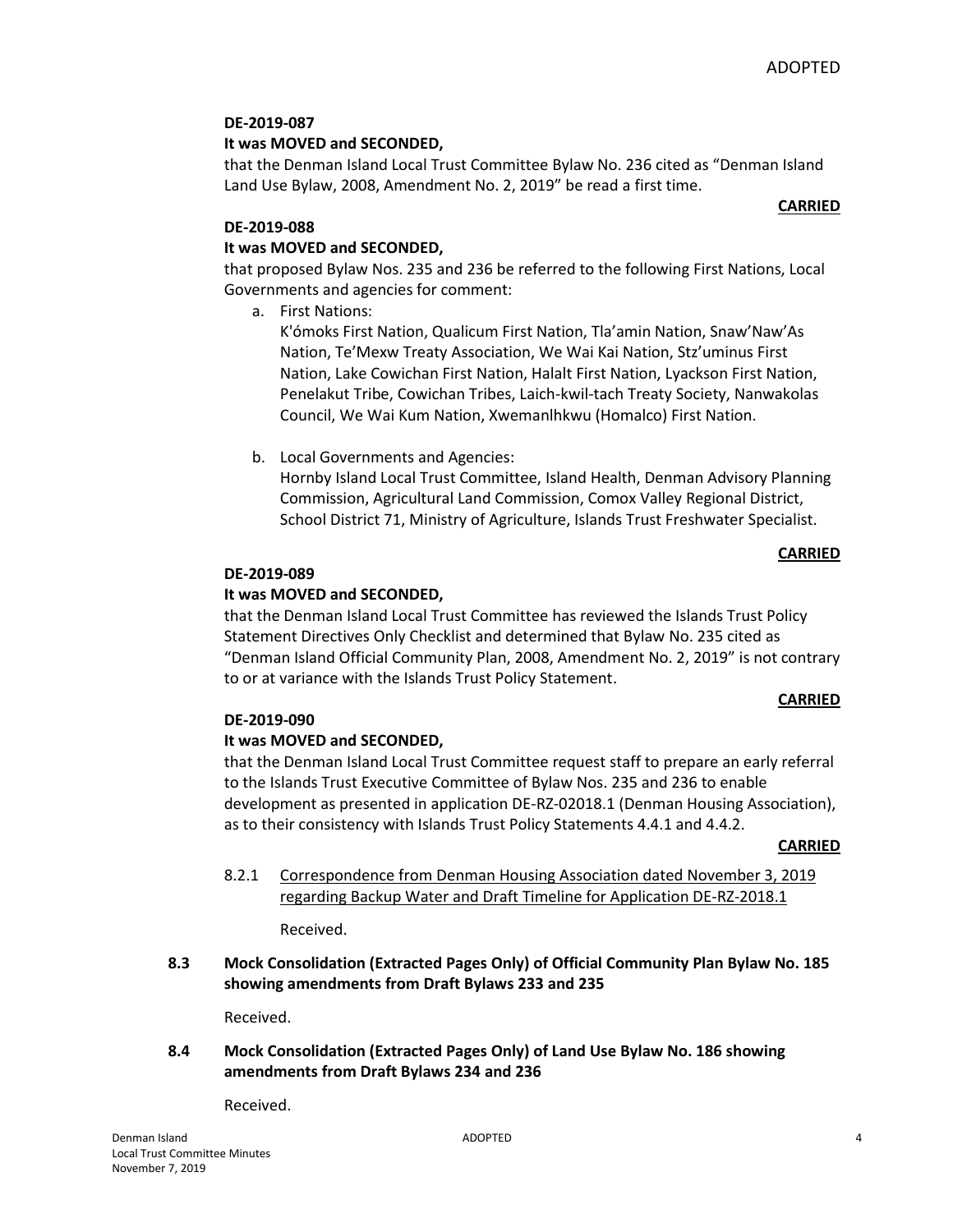**DE-2019-087**

**It was MOVED and SECONDED,**

that the Denman Island Local Trust Committee Bylaw No. 236 cited as "Denman Island Land Use Bylaw, 2008, Amendment No. 2, 2019" be read a first time.

**CARRIED**

**DE-2019-088**

**It was MOVED and SECONDED,**

that proposed Bylaw Nos. 235 and 236 be referred to the following First Nations, Local Governments and agencies for comment:

a. First Nations:
K'ómoks First Nation, Qualicum First Nation, Tla'amin Nation, Snaw'Naw'As Nation, Te'Mexw Treaty Association, We Wai Kai Nation, Stz'uminus First Nation, Lake Cowichan First Nation, Halalt First Nation, Lyackson First Nation, Penelakut Tribe, Cowichan Tribes, Laich-kwil-tach Treaty Society, Nanwakolas Council, We Wai Kum Nation, Xwemanlhkwu (Homalco) First Nation.

b. Local Governments and Agencies:
Hornby Island Local Trust Committee, Island Health, Denman Advisory Planning Commission, Agricultural Land Commission, Comox Valley Regional District, School District 71, Ministry of Agriculture, Islands Trust Freshwater Specialist.

**CARRIED**

**DE-2019-089**

**It was MOVED and SECONDED,**

that the Denman Island Local Trust Committee has reviewed the Islands Trust Policy Statement Directives Only Checklist and determined that Bylaw No. 235 cited as "Denman Island Official Community Plan, 2008, Amendment No. 2, 2019" is not contrary to or at variance with the Islands Trust Policy Statement.

**CARRIED**

**DE-2019-090**

**It was MOVED and SECONDED,**

that the Denman Island Local Trust Committee request staff to prepare an early referral to the Islands Trust Executive Committee of Bylaw Nos. 235 and 236 to enable development as presented in application DE-RZ-02018.1 (Denman Housing Association), as to their consistency with Islands Trust Policy Statements 4.4.1 and 4.4.2.

**CARRIED**

8.2.1 Correspondence from Denman Housing Association dated November 3, 2019 regarding Backup Water and Draft Timeline for Application DE-RZ-2018.1

Received.

**8.3 Mock Consolidation (Extracted Pages Only) of Official Community Plan Bylaw No. 185 showing amendments from Draft Bylaws 233 and 235**

Received.

**8.4 Mock Consolidation (Extracted Pages Only) of Land Use Bylaw No. 186 showing amendments from Draft Bylaws 234 and 236**

Received.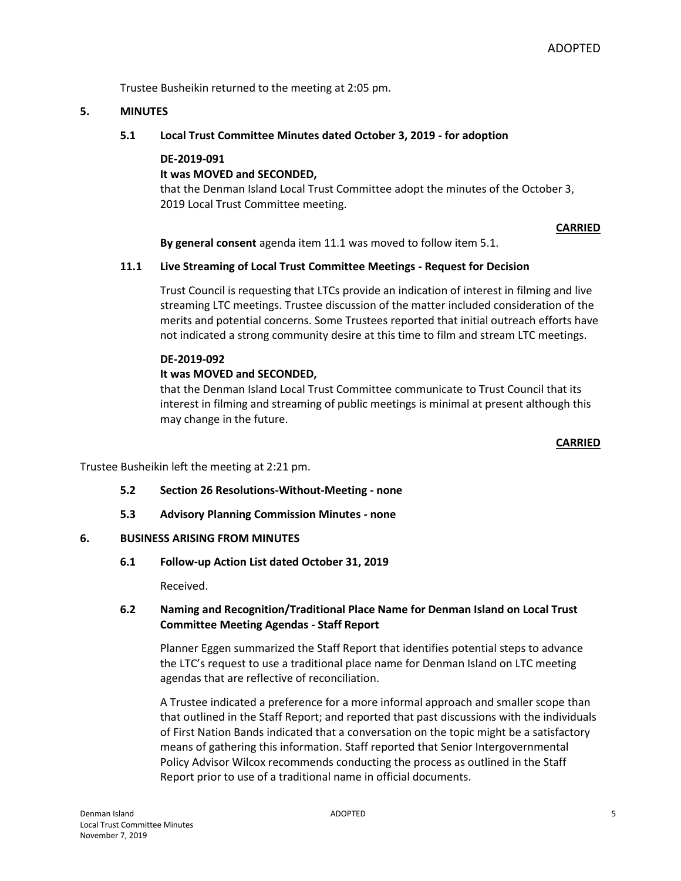Trustee Busheikin returned to the meeting at 2:05 pm.

## 5. MINUTES

### 5.1 Local Trust Committee Minutes dated October 3, 2019 - for adoption

**DE-2019-091**
**It was MOVED and SECONDED,**
that the Denman Island Local Trust Committee adopt the minutes of the October 3, 2019 Local Trust Committee meeting.

**CARRIED**

**By general consent** agenda item 11.1 was moved to follow item 5.1.

### 11.1 Live Streaming of Local Trust Committee Meetings - Request for Decision

Trust Council is requesting that LTCs provide an indication of interest in filming and live streaming LTC meetings. Trustee discussion of the matter included consideration of the merits and potential concerns. Some Trustees reported that initial outreach efforts have not indicated a strong community desire at this time to film and stream LTC meetings.

**DE-2019-092**
**It was MOVED and SECONDED,**
that the Denman Island Local Trust Committee communicate to Trust Council that its interest in filming and streaming of public meetings is minimal at present although this may change in the future.

**CARRIED**

Trustee Busheikin left the meeting at 2:21 pm.

### 5.2 Section 26 Resolutions-Without-Meeting - none

### 5.3 Advisory Planning Commission Minutes - none

## 6. BUSINESS ARISING FROM MINUTES

### 6.1 Follow-up Action List dated October 31, 2019

Received.

### 6.2 Naming and Recognition/Traditional Place Name for Denman Island on Local Trust Committee Meeting Agendas - Staff Report

Planner Eggen summarized the Staff Report that identifies potential steps to advance the LTC's request to use a traditional place name for Denman Island on LTC meeting agendas that are reflective of reconciliation.

A Trustee indicated a preference for a more informal approach and smaller scope than that outlined in the Staff Report; and reported that past discussions with the individuals of First Nation Bands indicated that a conversation on the topic might be a satisfactory means of gathering this information. Staff reported that Senior Intergovernmental Policy Advisor Wilcox recommends conducting the process as outlined in the Staff Report prior to use of a traditional name in official documents.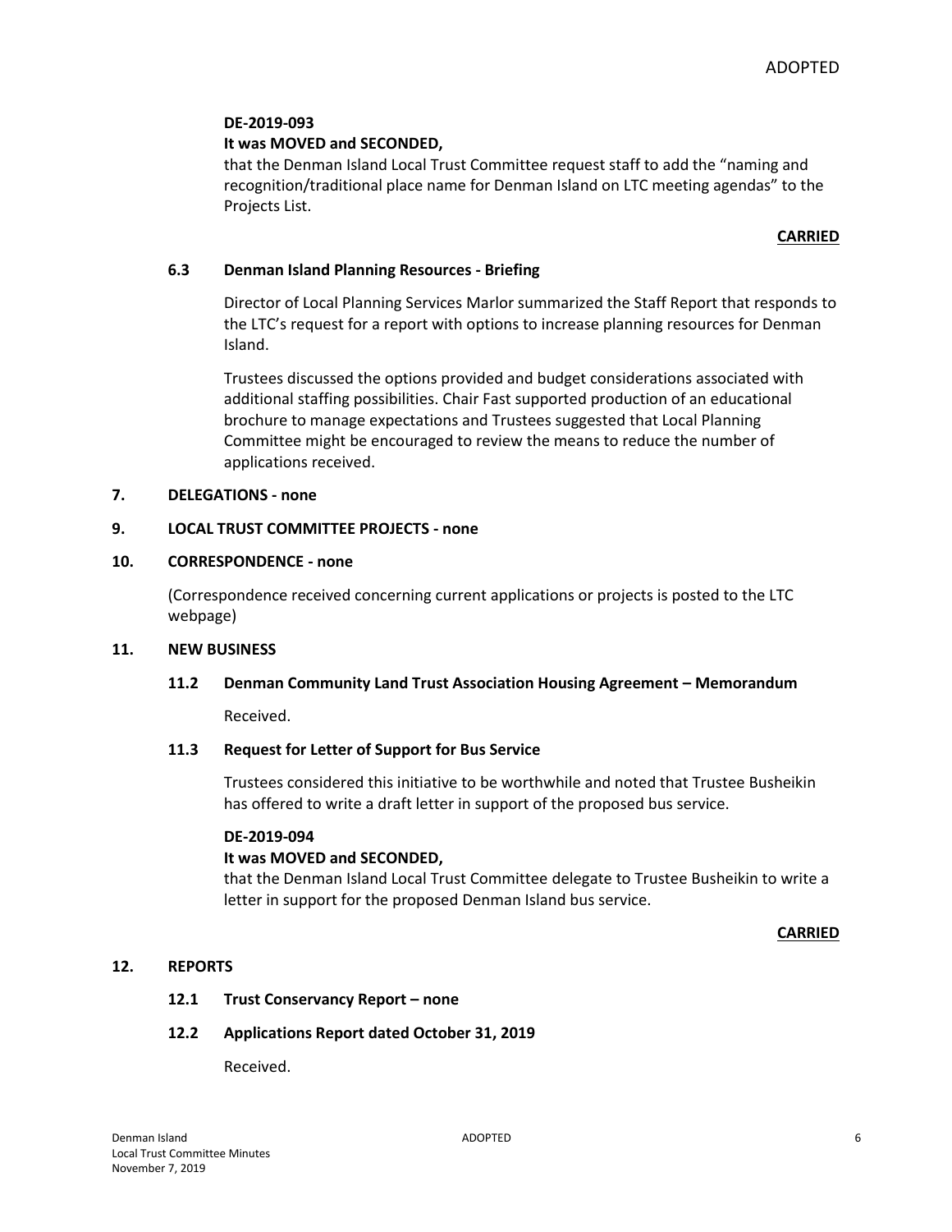**DE-2019-093**

**It was MOVED and SECONDED,**

that the Denman Island Local Trust Committee request staff to add the "naming and recognition/traditional place name for Denman Island on LTC meeting agendas" to the Projects List.

**CARRIED**

### 6.3 Denman Island Planning Resources - Briefing

Director of Local Planning Services Marlor summarized the Staff Report that responds to the LTC's request for a report with options to increase planning resources for Denman Island.

Trustees discussed the options provided and budget considerations associated with additional staffing possibilities. Chair Fast supported production of an educational brochure to manage expectations and Trustees suggested that Local Planning Committee might be encouraged to review the means to reduce the number of applications received.

## 7. DELEGATIONS - none

## 9. LOCAL TRUST COMMITTEE PROJECTS - none

## 10. CORRESPONDENCE - none

(Correspondence received concerning current applications or projects is posted to the LTC webpage)

## 11. NEW BUSINESS

### 11.2 Denman Community Land Trust Association Housing Agreement – Memorandum

Received.

### 11.3 Request for Letter of Support for Bus Service

Trustees considered this initiative to be worthwhile and noted that Trustee Busheikin has offered to write a draft letter in support of the proposed bus service.

**DE-2019-094**

**It was MOVED and SECONDED,**

that the Denman Island Local Trust Committee delegate to Trustee Busheikin to write a letter in support for the proposed Denman Island bus service.

**CARRIED**

## 12. REPORTS

### 12.1 Trust Conservancy Report – none

### 12.2 Applications Report dated October 31, 2019

Received.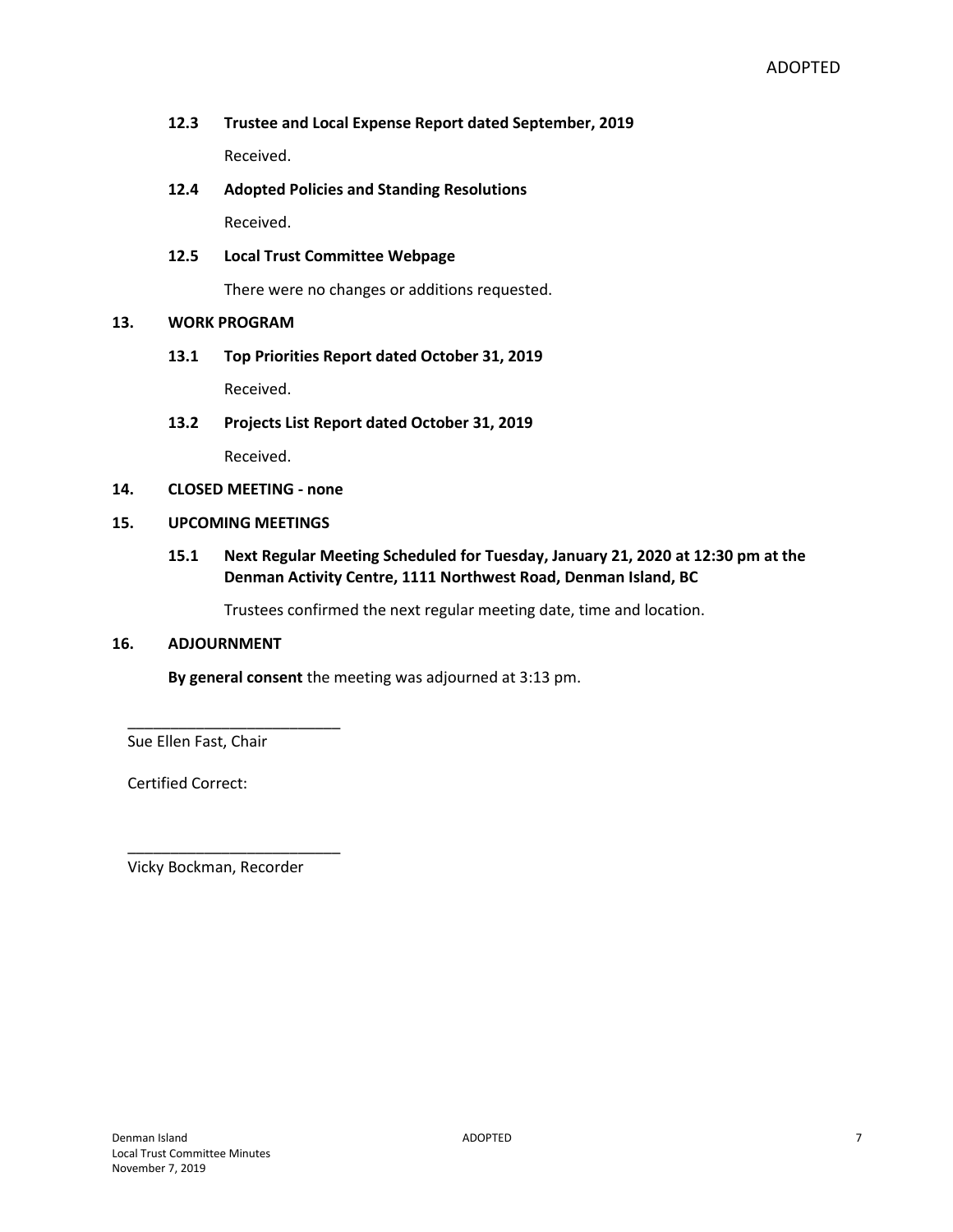**12.3 Trustee and Local Expense Report dated September, 2019**

Received.

**12.4 Adopted Policies and Standing Resolutions**

Received.

**12.5 Local Trust Committee Webpage**

There were no changes or additions requested.

## 13. WORK PROGRAM

**13.1 Top Priorities Report dated October 31, 2019**

Received.

**13.2 Projects List Report dated October 31, 2019**

Received.

## 14. CLOSED MEETING - none

## 15. UPCOMING MEETINGS

**15.1 Next Regular Meeting Scheduled for Tuesday, January 21, 2020 at 12:30 pm at the Denman Activity Centre, 1111 Northwest Road, Denman Island, BC**

Trustees confirmed the next regular meeting date, time and location.

## 16. ADJOURNMENT

**By general consent** the meeting was adjourned at 3:13 pm.

_________________________
Sue Ellen Fast, Chair

Certified Correct:

_________________________
Vicky Bockman, Recorder